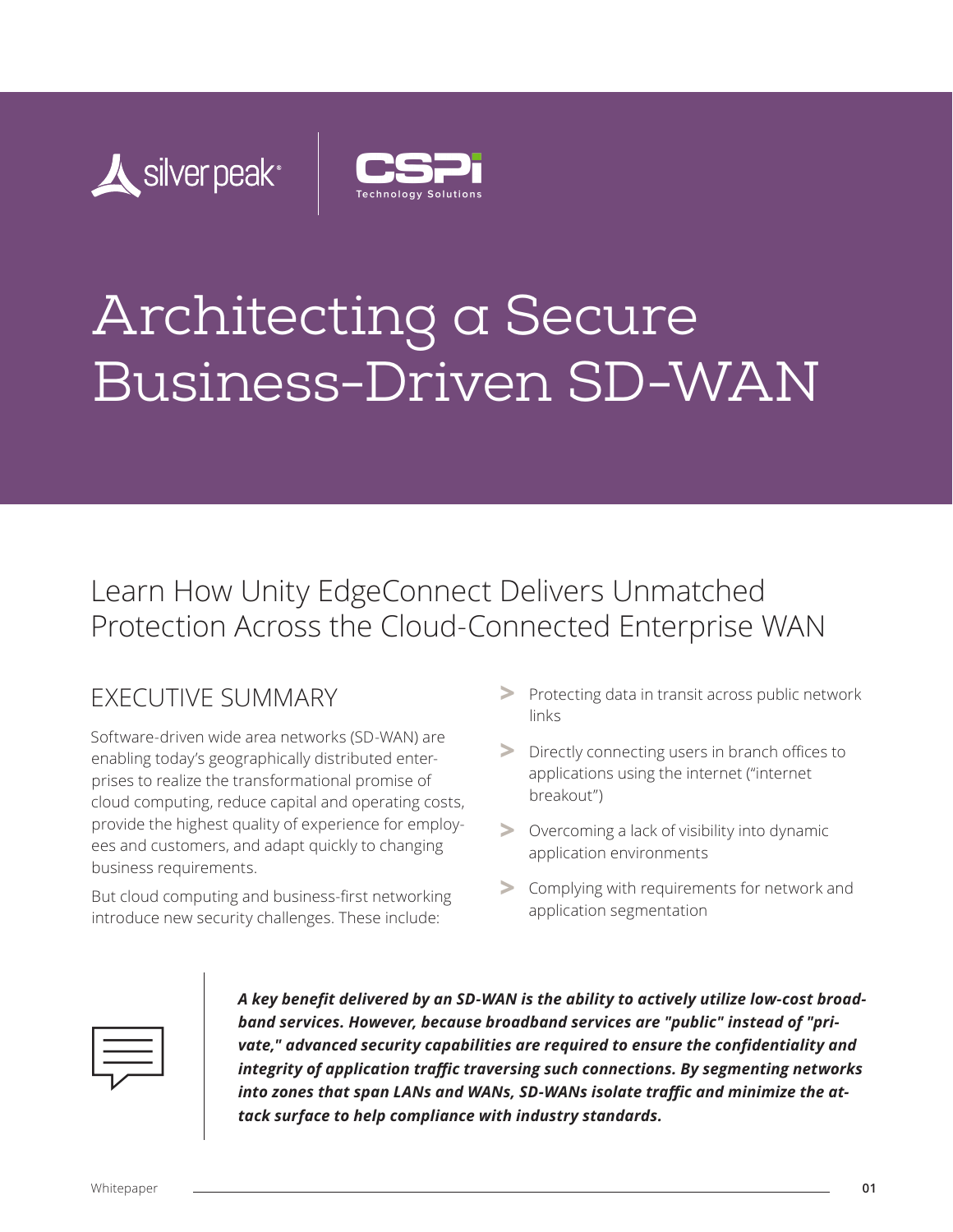# Architecting a Secure Business-Driven SD-WAN

## Learn How Unity EdgeConnect Delivers Unmatched Protection Across the Cloud-Connected Enterprise WAN

## EXECUTIVE SUMMARY

Software-driven wide area networks (SD-WAN) are enabling today's geographically distributed enterprises to realize the transformational promise of cloud computing, reduce capital and operating costs, provide the highest quality of experience for employees and customers, and adapt quickly to changing business requirements.

But cloud computing and business-first networking introduce new security challenges. These include:

- Protecting data in transit across public network links
- Directly connecting users in branch offices to applications using the internet ("internet breakout")
- Overcoming a lack of visibility into dynamic application environments
- Complying with requirements for network and application segmentation

***A key benefit delivered by an SD-WAN is the ability to actively utilize low-cost broadband services. However, because broadband services are "public" instead of "private," advanced security capabilities are required to ensure the confidentiality and integrity of application traffic traversing such connections. By segmenting networks into zones that span LANs and WANs, SD-WANs isolate traffic and minimize the attack surface to help compliance with industry standards.***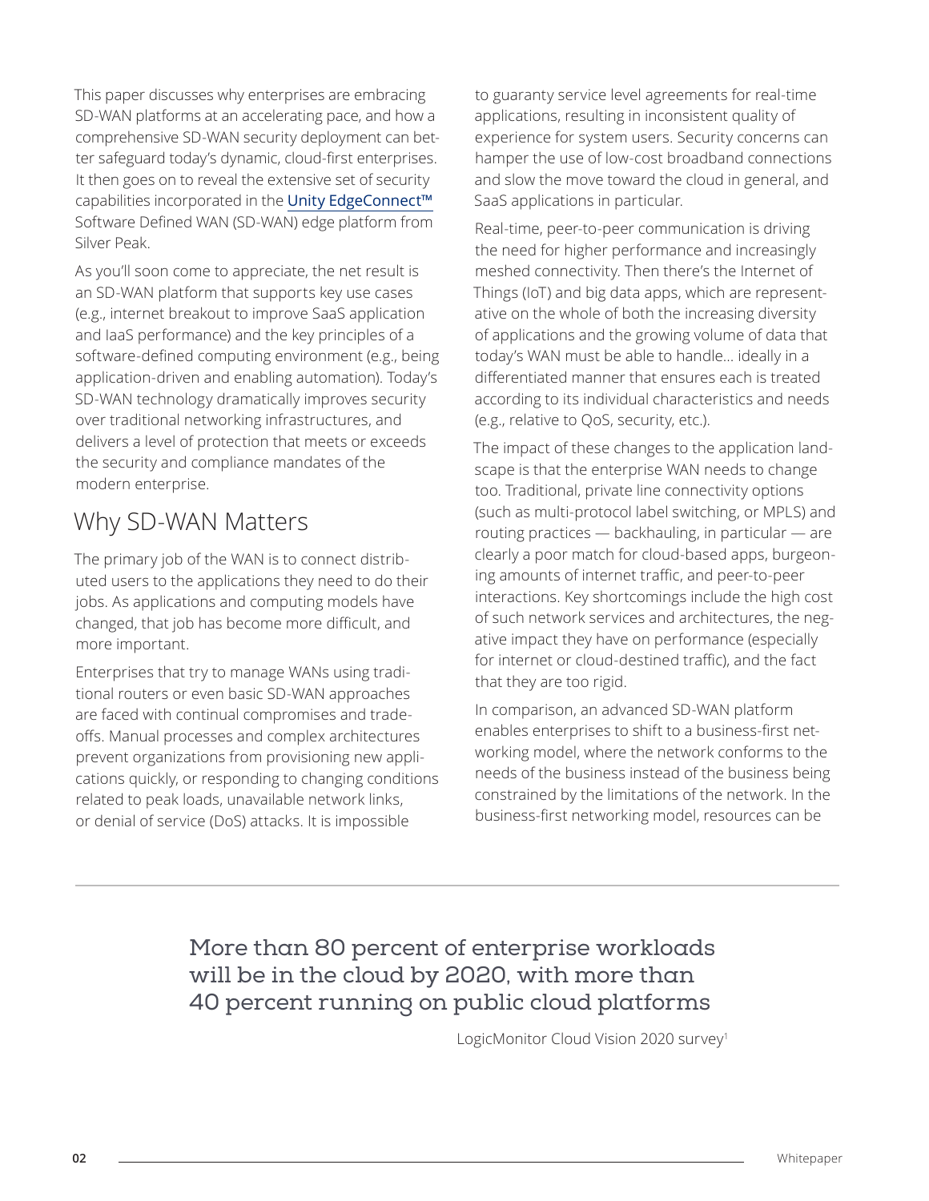This paper discusses why enterprises are embracing SD-WAN platforms at an accelerating pace, and how a comprehensive SD-WAN security deployment can better safeguard today's dynamic, cloud-first enterprises. It then goes on to reveal the extensive set of security capabilities incorporated in the Unity EdgeConnect™ Software Defined WAN (SD-WAN) edge platform from Silver Peak.

As you'll soon come to appreciate, the net result is an SD-WAN platform that supports key use cases (e.g., internet breakout to improve SaaS application and IaaS performance) and the key principles of a software-defined computing environment (e.g., being application-driven and enabling automation). Today's SD-WAN technology dramatically improves security over traditional networking infrastructures, and delivers a level of protection that meets or exceeds the security and compliance mandates of the modern enterprise.

## Why SD-WAN Matters

The primary job of the WAN is to connect distributed users to the applications they need to do their jobs. As applications and computing models have changed, that job has become more difficult, and more important.

Enterprises that try to manage WANs using traditional routers or even basic SD-WAN approaches are faced with continual compromises and tradeoffs. Manual processes and complex architectures prevent organizations from provisioning new applications quickly, or responding to changing conditions related to peak loads, unavailable network links, or denial of service (DoS) attacks. It is impossible to guaranty service level agreements for real-time applications, resulting in inconsistent quality of experience for system users. Security concerns can hamper the use of low-cost broadband connections and slow the move toward the cloud in general, and SaaS applications in particular.

Real-time, peer-to-peer communication is driving the need for higher performance and increasingly meshed connectivity. Then there's the Internet of Things (IoT) and big data apps, which are representative on the whole of both the increasing diversity of applications and the growing volume of data that today's WAN must be able to handle… ideally in a differentiated manner that ensures each is treated according to its individual characteristics and needs (e.g., relative to QoS, security, etc.).

The impact of these changes to the application landscape is that the enterprise WAN needs to change too. Traditional, private line connectivity options (such as multi-protocol label switching, or MPLS) and routing practices — backhauling, in particular — are clearly a poor match for cloud-based apps, burgeoning amounts of internet traffic, and peer-to-peer interactions. Key shortcomings include the high cost of such network services and architectures, the negative impact they have on performance (especially for internet or cloud-destined traffic), and the fact that they are too rigid.

In comparison, an advanced SD-WAN platform enables enterprises to shift to a business-first networking model, where the network conforms to the needs of the business instead of the business being constrained by the limitations of the network. In the business-first networking model, resources can be

> More than 80 percent of enterprise workloads will be in the cloud by 2020, with more than 40 percent running on public cloud platforms
>
> LogicMonitor Cloud Vision 2020 survey[1]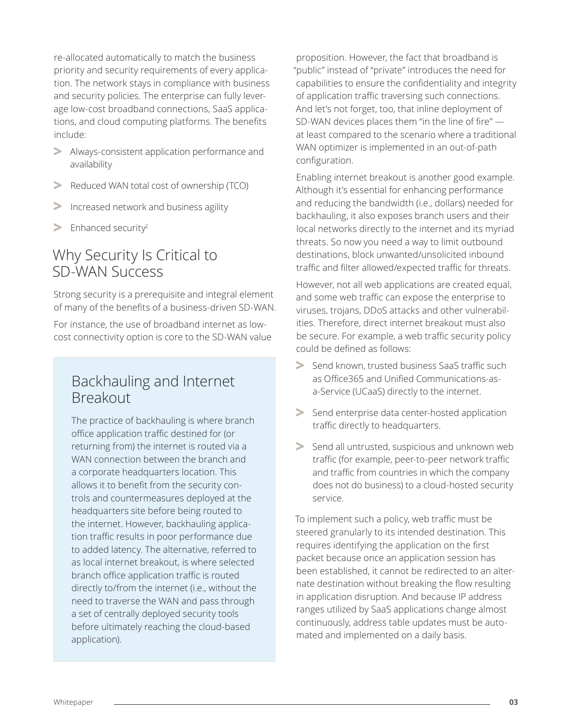re-allocated automatically to match the business priority and security requirements of every application. The network stays in compliance with business and security policies. The enterprise can fully leverage low-cost broadband connections, SaaS applications, and cloud computing platforms. The benefits include:

- Always-consistent application performance and availability
- Reduced WAN total cost of ownership (TCO)
- Increased network and business agility
- Enhanced security[2]

## Why Security Is Critical to SD-WAN Success

Strong security is a prerequisite and integral element of many of the benefits of a business-driven SD-WAN.

For instance, the use of broadband internet as low-cost connectivity option is core to the SD-WAN value proposition. However, the fact that broadband is "public" instead of "private" introduces the need for capabilities to ensure the confidentiality and integrity of application traffic traversing such connections. And let's not forget, too, that inline deployment of SD-WAN devices places them "in the line of fire" — at least compared to the scenario where a traditional WAN optimizer is implemented in an out-of-path configuration.

Enabling internet breakout is another good example. Although it's essential for enhancing performance and reducing the bandwidth (i.e., dollars) needed for backhauling, it also exposes branch users and their local networks directly to the internet and its myriad threats. So now you need a way to limit outbound destinations, block unwanted/unsolicited inbound traffic and filter allowed/expected traffic for threats.

However, not all web applications are created equal, and some web traffic can expose the enterprise to viruses, trojans, DDoS attacks and other vulnerabilities. Therefore, direct internet breakout must also be secure. For example, a web traffic security policy could be defined as follows:

- Send known, trusted business SaaS traffic such as Office365 and Unified Communications-as-a-Service (UCaaS) directly to the internet.
- Send enterprise data center-hosted application traffic directly to headquarters.
- Send all untrusted, suspicious and unknown web traffic (for example, peer-to-peer network traffic and traffic from countries in which the company does not do business) to a cloud-hosted security service.

To implement such a policy, web traffic must be steered granularly to its intended destination. This requires identifying the application on the first packet because once an application session has been established, it cannot be redirected to an alternate destination without breaking the flow resulting in application disruption. And because IP address ranges utilized by SaaS applications change almost continuously, address table updates must be automated and implemented on a daily basis.

### Backhauling and Internet Breakout

The practice of backhauling is where branch office application traffic destined for (or returning from) the internet is routed via a WAN connection between the branch and a corporate headquarters location. This allows it to benefit from the security controls and countermeasures deployed at the headquarters site before being routed to the internet. However, backhauling application traffic results in poor performance due to added latency. The alternative, referred to as local internet breakout, is where selected branch office application traffic is routed directly to/from the internet (i.e., without the need to traverse the WAN and pass through a set of centrally deployed security tools before ultimately reaching the cloud-based application).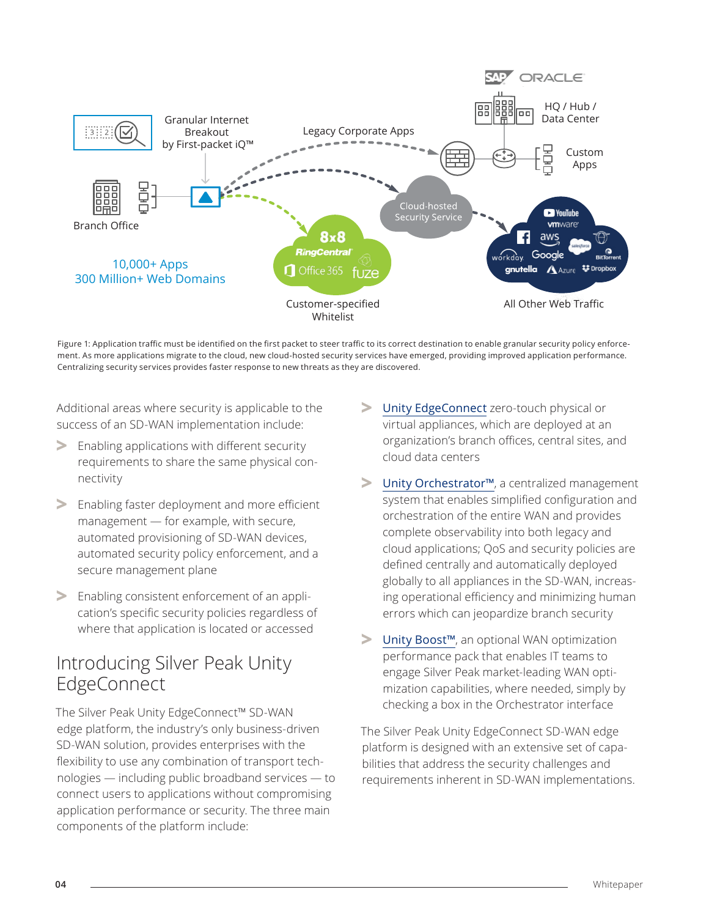Granular Internet Breakout by First-packet iQ™

Legacy Corporate Apps

HQ / Hub / Data Center

Custom Apps

Branch Office

10,000+ Apps
300 Million+ Web Domains

Cloud-hosted Security Service

Customer-specified Whitelist

All Other Web Traffic

Figure 1: Application traffic must be identified on the first packet to steer traffic to its correct destination to enable granular security policy enforcement. As more applications migrate to the cloud, new cloud-hosted security services have emerged, providing improved application performance. Centralizing security services provides faster response to new threats as they are discovered.

Additional areas where security is applicable to the success of an SD-WAN implementation include:

- Enabling applications with different security requirements to share the same physical connectivity
- Enabling faster deployment and more efficient management — for example, with secure, automated provisioning of SD-WAN devices, automated security policy enforcement, and a secure management plane
- Enabling consistent enforcement of an application's specific security policies regardless of where that application is located or accessed

## Introducing Silver Peak Unity EdgeConnect

The Silver Peak Unity EdgeConnect™ SD-WAN edge platform, the industry's only business-driven SD-WAN solution, provides enterprises with the flexibility to use any combination of transport technologies — including public broadband services — to connect users to applications without compromising application performance or security. The three main components of the platform include:

- Unity EdgeConnect zero-touch physical or virtual appliances, which are deployed at an organization's branch offices, central sites, and cloud data centers
- Unity Orchestrator™, a centralized management system that enables simplified configuration and orchestration of the entire WAN and provides complete observability into both legacy and cloud applications; QoS and security policies are defined centrally and automatically deployed globally to all appliances in the SD-WAN, increasing operational efficiency and minimizing human errors which can jeopardize branch security
- Unity Boost™, an optional WAN optimization performance pack that enables IT teams to engage Silver Peak market-leading WAN optimization capabilities, where needed, simply by checking a box in the Orchestrator interface

The Silver Peak Unity EdgeConnect SD-WAN edge platform is designed with an extensive set of capabilities that address the security challenges and requirements inherent in SD-WAN implementations.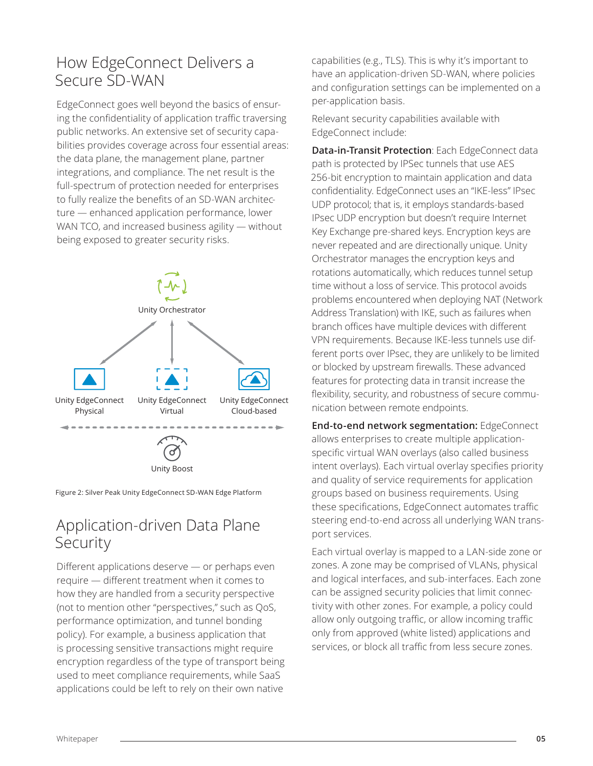## How EdgeConnect Delivers a Secure SD-WAN

EdgeConnect goes well beyond the basics of ensuring the confidentiality of application traffic traversing public networks. An extensive set of security capabilities provides coverage across four essential areas: the data plane, the management plane, partner integrations, and compliance. The net result is the full-spectrum of protection needed for enterprises to fully realize the benefits of an SD-WAN architecture — enhanced application performance, lower WAN TCO, and increased business agility — without being exposed to greater security risks.

Unity Orchestrator

Unity EdgeConnect Physical | Unity EdgeConnect Virtual | Unity EdgeConnect Cloud-based

Unity Boost

Figure 2: Silver Peak Unity EdgeConnect SD-WAN Edge Platform

## Application-driven Data Plane Security

Different applications deserve — or perhaps even require — different treatment when it comes to how they are handled from a security perspective (not to mention other "perspectives," such as QoS, performance optimization, and tunnel bonding policy). For example, a business application that is processing sensitive transactions might require encryption regardless of the type of transport being used to meet compliance requirements, while SaaS applications could be left to rely on their own native capabilities (e.g., TLS). This is why it's important to have an application-driven SD-WAN, where policies and configuration settings can be implemented on a per-application basis.

Relevant security capabilities available with EdgeConnect include:

**Data-in-Transit Protection**: Each EdgeConnect data path is protected by IPSec tunnels that use AES 256-bit encryption to maintain application and data confidentiality. EdgeConnect uses an "IKE-less" IPsec UDP protocol; that is, it employs standards-based IPsec UDP encryption but doesn't require Internet Key Exchange pre-shared keys. Encryption keys are never repeated and are directionally unique. Unity Orchestrator manages the encryption keys and rotations automatically, which reduces tunnel setup time without a loss of service. This protocol avoids problems encountered when deploying NAT (Network Address Translation) with IKE, such as failures when branch offices have multiple devices with different VPN requirements. Because IKE-less tunnels use different ports over IPsec, they are unlikely to be limited or blocked by upstream firewalls. These advanced features for protecting data in transit increase the flexibility, security, and robustness of secure communication between remote endpoints.

**End-to-end network segmentation:** EdgeConnect allows enterprises to create multiple application-specific virtual WAN overlays (also called business intent overlays). Each virtual overlay specifies priority and quality of service requirements for application groups based on business requirements. Using these specifications, EdgeConnect automates traffic steering end-to-end across all underlying WAN transport services.

Each virtual overlay is mapped to a LAN-side zone or zones. A zone may be comprised of VLANs, physical and logical interfaces, and sub-interfaces. Each zone can be assigned security policies that limit connectivity with other zones. For example, a policy could allow only outgoing traffic, or allow incoming traffic only from approved (white listed) applications and services, or block all traffic from less secure zones.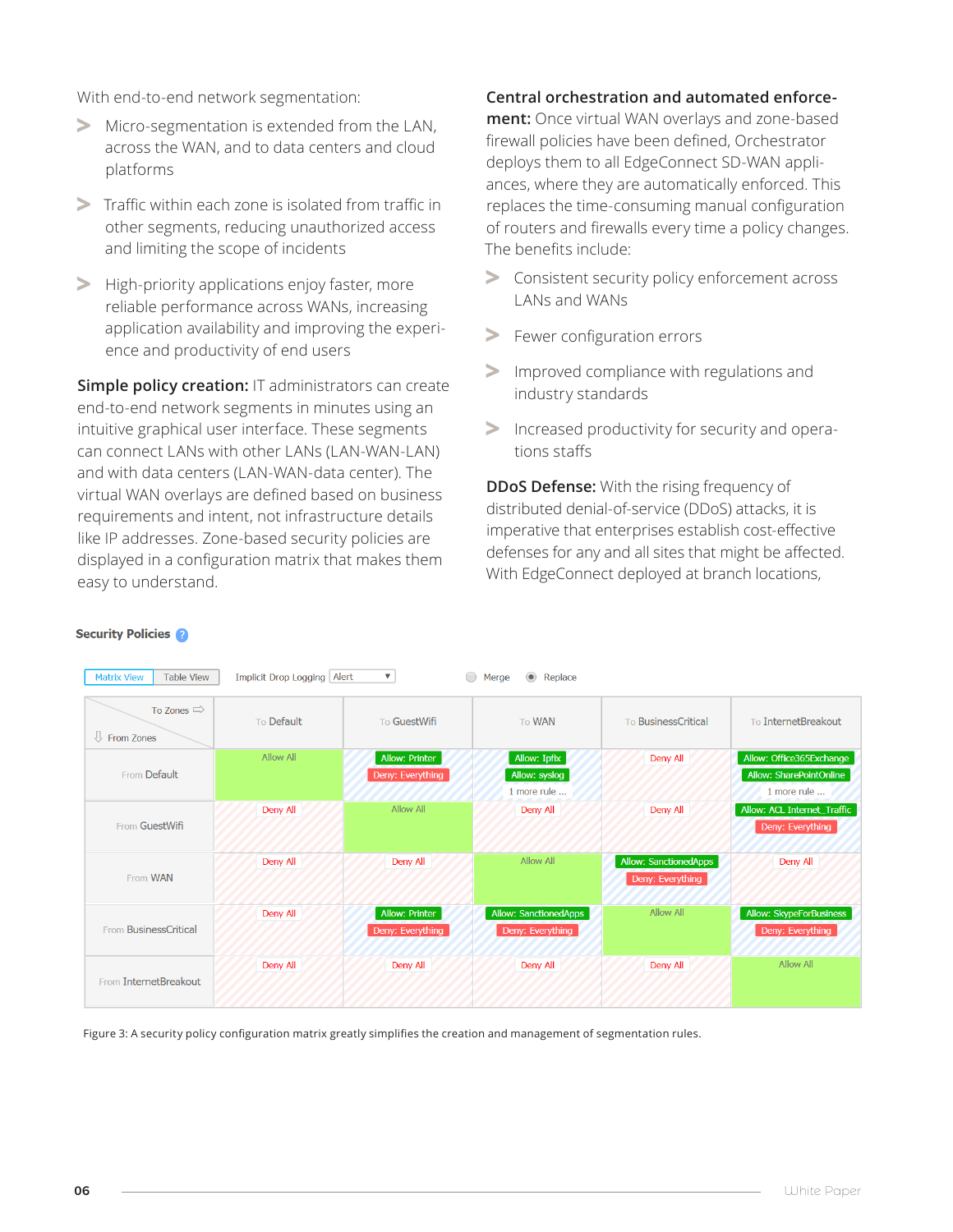With end-to-end network segmentation:

- Micro-segmentation is extended from the LAN, across the WAN, and to data centers and cloud platforms
- Traffic within each zone is isolated from traffic in other segments, reducing unauthorized access and limiting the scope of incidents
- High-priority applications enjoy faster, more reliable performance across WANs, increasing application availability and improving the experience and productivity of end users

**Simple policy creation:** IT administrators can create end-to-end network segments in minutes using an intuitive graphical user interface. These segments can connect LANs with other LANs (LAN-WAN-LAN) and with data centers (LAN-WAN-data center). The virtual WAN overlays are defined based on business requirements and intent, not infrastructure details like IP addresses. Zone-based security policies are displayed in a configuration matrix that makes them easy to understand.

**Central orchestration and automated enforcement:** Once virtual WAN overlays and zone-based firewall policies have been defined, Orchestrator deploys them to all EdgeConnect SD-WAN appliances, where they are automatically enforced. This replaces the time-consuming manual configuration of routers and firewalls every time a policy changes. The benefits include:

- Consistent security policy enforcement across LANs and WANs
- Fewer configuration errors
- Improved compliance with regulations and industry standards
- Increased productivity for security and operations staffs

**DDoS Defense:** With the rising frequency of distributed denial-of-service (DDoS) attacks, it is imperative that enterprises establish cost-effective defenses for any and all sites that might be affected. With EdgeConnect deployed at branch locations,

**Security Policies**

Matrix View | Table View — Implicit Drop Logging: Alert — Merge / Replace

| From Zones \ To Zones | To Default | To GuestWifi | To WAN | To BusinessCritical | To InternetBreakout |
|---|---|---|---|---|---|
| From Default | Allow All | Allow: Printer<br>Deny: Everything | Allow: Ipfix<br>Allow: syslog<br>1 more rule ... | Deny All | Allow: Office365Exchange<br>Allow: SharePointOnline<br>1 more rule ... |
| From GuestWifi | Deny All | Allow All | Deny All | Deny All | Allow: ACL Internet_Traffic<br>Deny: Everything |
| From WAN | Deny All | Deny All | Allow All | Allow: SanctionedApps<br>Deny: Everything | Deny All |
| From BusinessCritical | Deny All | Allow: Printer<br>Deny: Everything | Allow: SanctionedApps<br>Deny: Everything | Allow All | Allow: SkypeForBusiness<br>Deny: Everything |
| From InternetBreakout | Deny All | Deny All | Deny All | Deny All | Allow All |

Figure 3: A security policy configuration matrix greatly simplifies the creation and management of segmentation rules.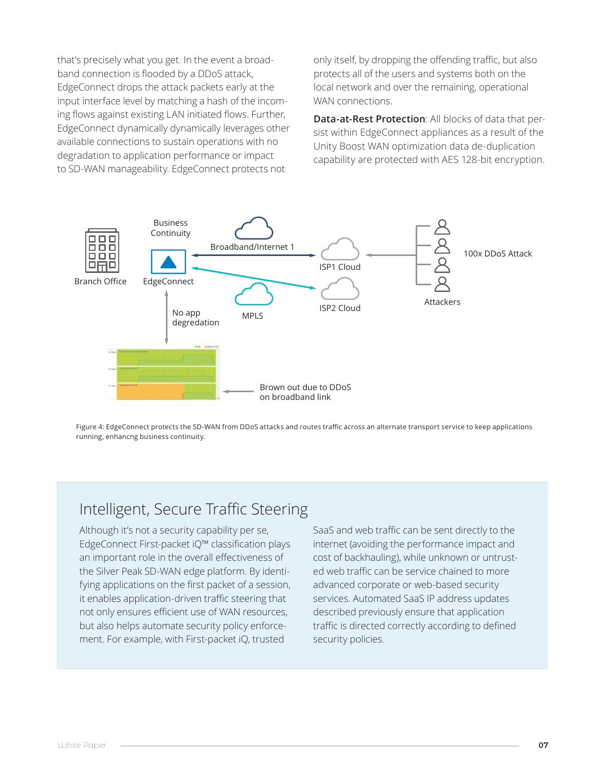that's precisely what you get. In the event a broadband connection is flooded by a DDoS attack, EdgeConnect drops the attack packets early at the input interface level by matching a hash of the incoming flows against existing LAN initiated flows. Further, EdgeConnect dynamically dynamically leverages other available connections to sustain operations with no degradation to application performance or impact to SD-WAN manageability. EdgeConnect protects not only itself, by dropping the offending traffic, but also protects all of the users and systems both on the local network and over the remaining, operational WAN connections.

**Data-at-Rest Protection**: All blocks of data that persist within EdgeConnect appliances as a result of the Unity Boost WAN optimization data de-duplication capability are protected with AES 128-bit encryption.

Figure 4: EdgeConnect protects the SD-WAN from DDoS attacks and routes traffic across an alternate transport service to keep applications running, enhancng business continuity.

## Intelligent, Secure Traffic Steering

Although it's not a security capability per se, EdgeConnect First-packet iQ™ classification plays an important role in the overall effectiveness of the Silver Peak SD-WAN edge platform. By identifying applications on the first packet of a session, it enables application-driven traffic steering that not only ensures efficient use of WAN resources, but also helps automate security policy enforcement. For example, with First-packet iQ, trusted SaaS and web traffic can be sent directly to the internet (avoiding the performance impact and cost of backhauling), while unknown or untrusted web traffic can be service chained to more advanced corporate or web-based security services. Automated SaaS IP address updates described previously ensure that application traffic is directed correctly according to defined security policies.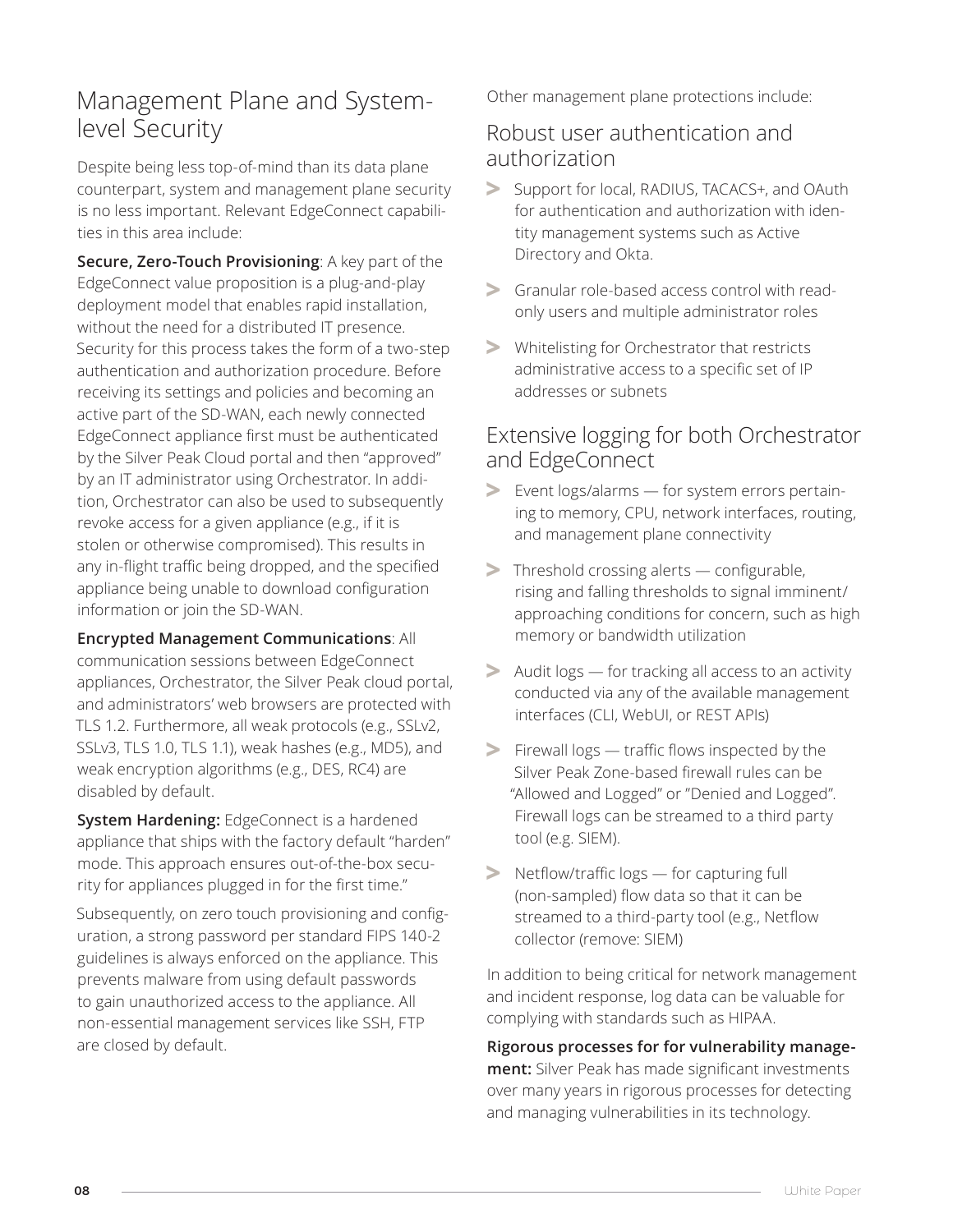## Management Plane and System-level Security

Despite being less top-of-mind than its data plane counterpart, system and management plane security is no less important. Relevant EdgeConnect capabilities in this area include:

**Secure, Zero-Touch Provisioning**: A key part of the EdgeConnect value proposition is a plug-and-play deployment model that enables rapid installation, without the need for a distributed IT presence. Security for this process takes the form of a two-step authentication and authorization procedure. Before receiving its settings and policies and becoming an active part of the SD-WAN, each newly connected EdgeConnect appliance first must be authenticated by the Silver Peak Cloud portal and then "approved" by an IT administrator using Orchestrator. In addition, Orchestrator can also be used to subsequently revoke access for a given appliance (e.g., if it is stolen or otherwise compromised). This results in any in-flight traffic being dropped, and the specified appliance being unable to download configuration information or join the SD-WAN.

**Encrypted Management Communications**: All communication sessions between EdgeConnect appliances, Orchestrator, the Silver Peak cloud portal, and administrators' web browsers are protected with TLS 1.2. Furthermore, all weak protocols (e.g., SSLv2, SSLv3, TLS 1.0, TLS 1.1), weak hashes (e.g., MD5), and weak encryption algorithms (e.g., DES, RC4) are disabled by default.

**System Hardening:** EdgeConnect is a hardened appliance that ships with the factory default "harden" mode. This approach ensures out-of-the-box security for appliances plugged in for the first time."

Subsequently, on zero touch provisioning and configuration, a strong password per standard FIPS 140-2 guidelines is always enforced on the appliance. This prevents malware from using default passwords to gain unauthorized access to the appliance. All non-essential management services like SSH, FTP are closed by default.

Other management plane protections include:

### Robust user authentication and authorization

- Support for local, RADIUS, TACACS+, and OAuth for authentication and authorization with identity management systems such as Active Directory and Okta.
- Granular role-based access control with read-only users and multiple administrator roles
- Whitelisting for Orchestrator that restricts administrative access to a specific set of IP addresses or subnets

### Extensive logging for both Orchestrator and EdgeConnect

- Event logs/alarms — for system errors pertaining to memory, CPU, network interfaces, routing, and management plane connectivity
- Threshold crossing alerts — configurable, rising and falling thresholds to signal imminent/approaching conditions for concern, such as high memory or bandwidth utilization
- Audit logs — for tracking all access to an activity conducted via any of the available management interfaces (CLI, WebUI, or REST APIs)
- Firewall logs — traffic flows inspected by the Silver Peak Zone-based firewall rules can be "Allowed and Logged" or "Denied and Logged". Firewall logs can be streamed to a third party tool (e.g. SIEM).
- Netflow/traffic logs — for capturing full (non-sampled) flow data so that it can be streamed to a third-party tool (e.g., Netflow collector (remove: SIEM)

In addition to being critical for network management and incident response, log data can be valuable for complying with standards such as HIPAA.

**Rigorous processes for for vulnerability management:** Silver Peak has made significant investments over many years in rigorous processes for detecting and managing vulnerabilities in its technology.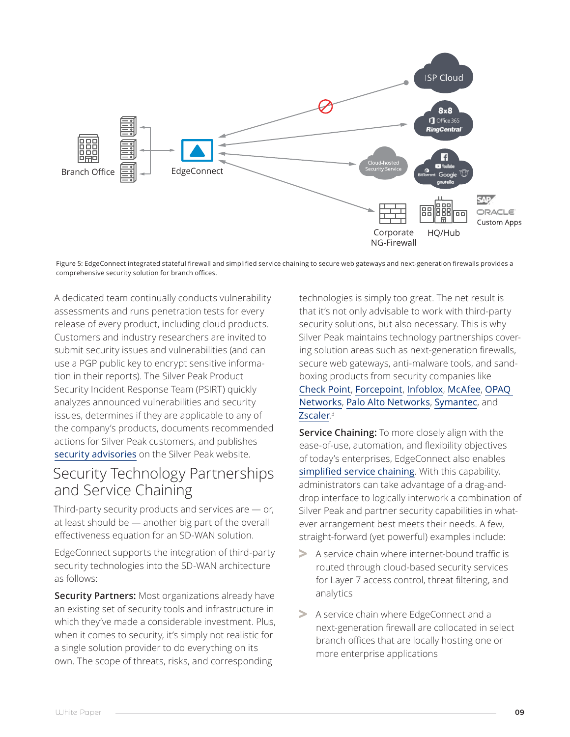Figure 5: EdgeConnect integrated stateful firewall and simplified service chaining to secure web gateways and next-generation firewalls provides a comprehensive security solution for branch offices.

A dedicated team continually conducts vulnerability assessments and runs penetration tests for every release of every product, including cloud products. Customers and industry researchers are invited to submit security issues and vulnerabilities (and can use a PGP public key to encrypt sensitive information in their reports). The Silver Peak Product Security Incident Response Team (PSIRT) quickly analyzes announced vulnerabilities and security issues, determines if they are applicable to any of the company's products, documents recommended actions for Silver Peak customers, and publishes security advisories on the Silver Peak website.

## Security Technology Partnerships and Service Chaining

Third-party security products and services are — or, at least should be — another big part of the overall effectiveness equation for an SD-WAN solution.

EdgeConnect supports the integration of third-party security technologies into the SD-WAN architecture as follows:

**Security Partners:** Most organizations already have an existing set of security tools and infrastructure in which they've made a considerable investment. Plus, when it comes to security, it's simply not realistic for a single solution provider to do everything on its own. The scope of threats, risks, and corresponding technologies is simply too great. The net result is that it's not only advisable to work with third-party security solutions, but also necessary. This is why Silver Peak maintains technology partnerships covering solution areas such as next-generation firewalls, secure web gateways, anti-malware tools, and sandboxing products from security companies like Check Point, Forcepoint, Infoblox, McAfee, OPAQ Networks, Palo Alto Networks, Symantec, and Zscaler.[3]

**Service Chaining:** To more closely align with the ease-of-use, automation, and flexibility objectives of today's enterprises, EdgeConnect also enables simplified service chaining. With this capability, administrators can take advantage of a drag-and-drop interface to logically interwork a combination of Silver Peak and partner security capabilities in whatever arrangement best meets their needs. A few, straight-forward (yet powerful) examples include:

- A service chain where internet-bound traffic is routed through cloud-based security services for Layer 7 access control, threat filtering, and analytics
- A service chain where EdgeConnect and a next-generation firewall are collocated in select branch offices that are locally hosting one or more enterprise applications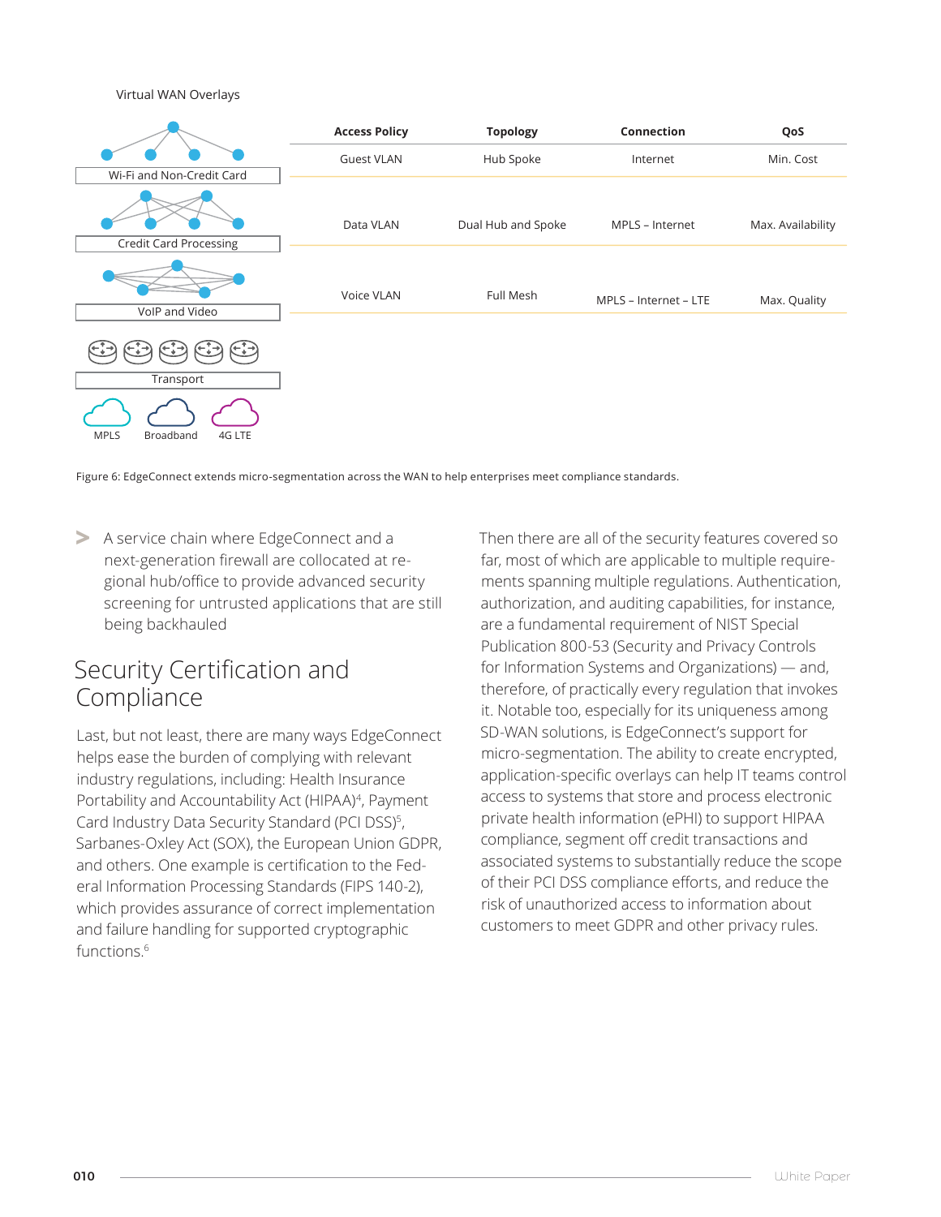Virtual WAN Overlays

| Overlay | Access Policy | Topology | Connection | QoS |
|---|---|---|---|---|
| Wi-Fi and Non-Credit Card | Guest VLAN | Hub Spoke | Internet | Min. Cost |
| Credit Card Processing | Data VLAN | Dual Hub and Spoke | MPLS – Internet | Max. Availability |
| VoIP and Video | Voice VLAN | Full Mesh | MPLS – Internet – LTE | Max. Quality |

Transport

MPLS Broadband 4G LTE

Figure 6: EdgeConnect extends micro-segmentation across the WAN to help enterprises meet compliance standards.

- A service chain where EdgeConnect and a next-generation firewall are collocated at regional hub/office to provide advanced security screening for untrusted applications that are still being backhauled

## Security Certification and Compliance

Last, but not least, there are many ways EdgeConnect helps ease the burden of complying with relevant industry regulations, including: Health Insurance Portability and Accountability Act (HIPAA)[4], Payment Card Industry Data Security Standard (PCI DSS)[5], Sarbanes-Oxley Act (SOX), the European Union GDPR, and others. One example is certification to the Federal Information Processing Standards (FIPS 140-2), which provides assurance of correct implementation and failure handling for supported cryptographic functions.[6]

Then there are all of the security features covered so far, most of which are applicable to multiple requirements spanning multiple regulations. Authentication, authorization, and auditing capabilities, for instance, are a fundamental requirement of NIST Special Publication 800-53 (Security and Privacy Controls for Information Systems and Organizations) — and, therefore, of practically every regulation that invokes it. Notable too, especially for its uniqueness among SD-WAN solutions, is EdgeConnect's support for micro-segmentation. The ability to create encrypted, application-specific overlays can help IT teams control access to systems that store and process electronic private health information (ePHI) to support HIPAA compliance, segment off credit transactions and associated systems to substantially reduce the scope of their PCI DSS compliance efforts, and reduce the risk of unauthorized access to information about customers to meet GDPR and other privacy rules.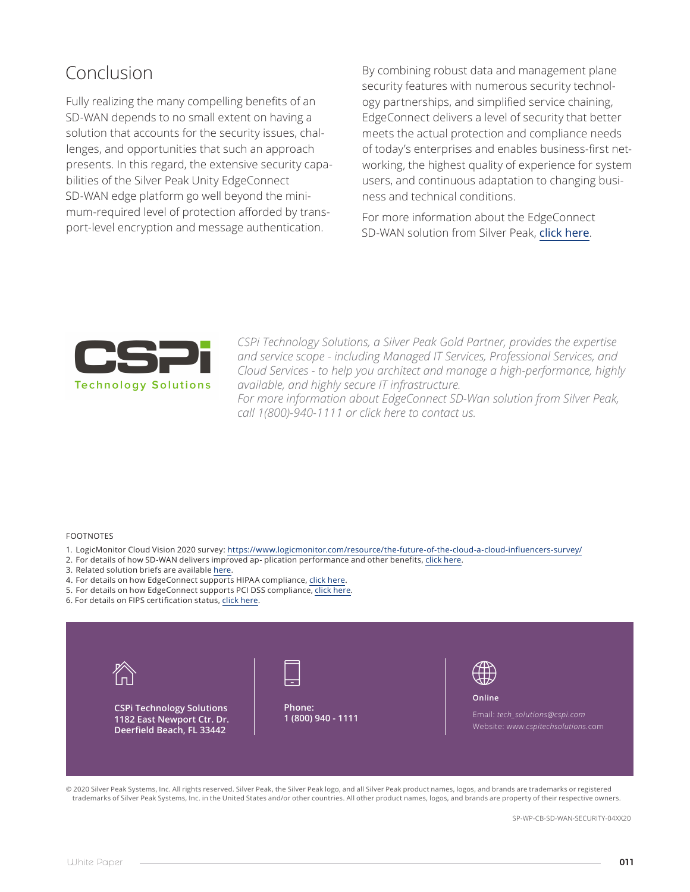## Conclusion

Fully realizing the many compelling benefits of an SD-WAN depends to no small extent on having a solution that accounts for the security issues, challenges, and opportunities that such an approach presents. In this regard, the extensive security capabilities of the Silver Peak Unity EdgeConnect SD-WAN edge platform go well beyond the minimum-required level of protection afforded by transport-level encryption and message authentication.

By combining robust data and management plane security features with numerous security technology partnerships, and simplified service chaining, EdgeConnect delivers a level of security that better meets the actual protection and compliance needs of today's enterprises and enables business-first networking, the highest quality of experience for system users, and continuous adaptation to changing business and technical conditions.

For more information about the EdgeConnect SD-WAN solution from Silver Peak, click here.

CSPi Technology Solutions

*CSPi Technology Solutions, a Silver Peak Gold Partner, provides the expertise and service scope - including Managed IT Services, Professional Services, and Cloud Services - to help you architect and manage a high-performance, highly available, and highly secure IT infrastructure.*
*For more information about EdgeConnect SD-Wan solution from Silver Peak, call 1(800)-940-1111 or click here to contact us.*

FOOTNOTES

1. LogicMonitor Cloud Vision 2020 survey: https://www.logicmonitor.com/resource/the-future-of-the-cloud-a-cloud-influencers-survey/
2. For details of how SD-WAN delivers improved ap- plication performance and other benefits, click here.
3. Related solution briefs are available here.
4. For details on how EdgeConnect supports HIPAA compliance, click here.
5. For details on how EdgeConnect supports PCI DSS compliance, click here.
6. For details on FIPS certification status, click here.

**CSPi Technology Solutions**
**1182 East Newport Ctr. Dr.**
**Deerfield Beach, FL 33442**

**Phone:**
**1 (800) 940 - 1111**

**Online**

Email: *tech_solutions@cspi.com*
Website: www.*cspitechsolutions*.com

© 2020 Silver Peak Systems, Inc. All rights reserved. Silver Peak, the Silver Peak logo, and all Silver Peak product names, logos, and brands are trademarks or registered trademarks of Silver Peak Systems, Inc. in the United States and/or other countries. All other product names, logos, and brands are property of their respective owners.

SP-WP-CB-SD-WAN-SECURITY-04XX20